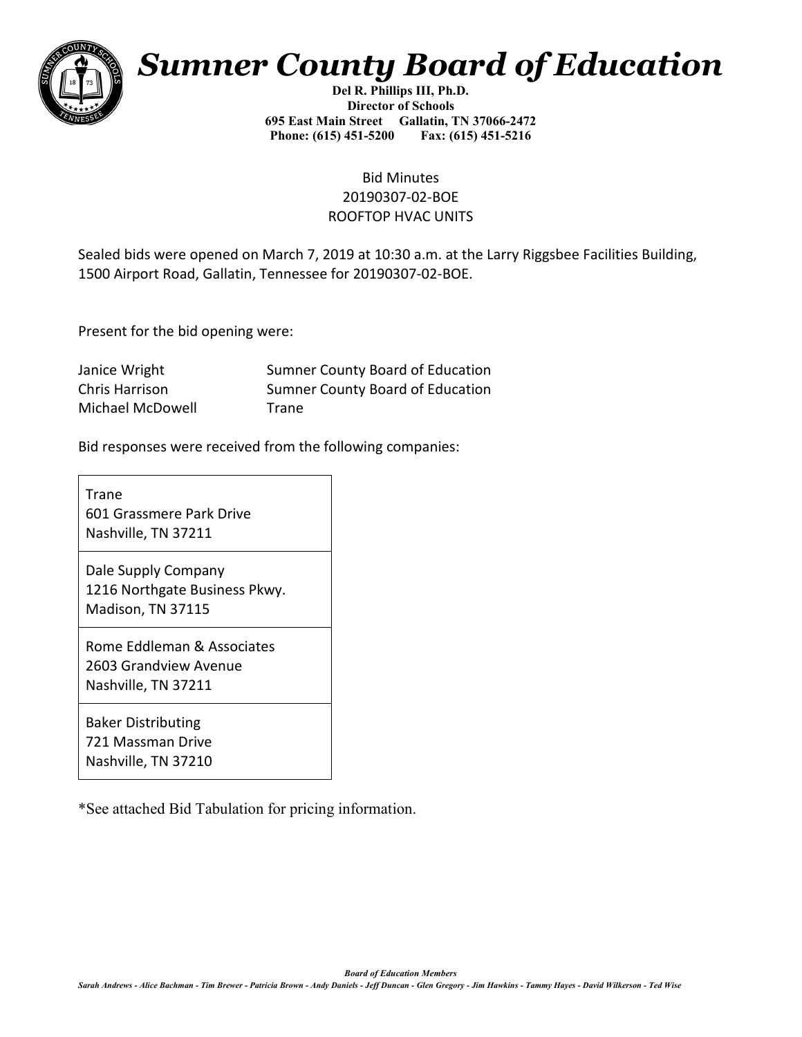# *Sumner County Board of Education*

**Del R. Phillips III, Ph.D.**
**Director of Schools**
**695 East Main Street Gallatin, TN 37066-2472**
**Phone: (615) 451-5200 Fax: (615) 451-5216**

Bid Minutes
20190307-02-BOE
ROOFTOP HVAC UNITS

Sealed bids were opened on March 7, 2019 at 10:30 a.m. at the Larry Riggsbee Facilities Building, 1500 Airport Road, Gallatin, Tennessee for 20190307-02-BOE.

Present for the bid opening were:

| | |
|---|---|
| Janice Wright | Sumner County Board of Education |
| Chris Harrison | Sumner County Board of Education |
| Michael McDowell | Trane |

Bid responses were received from the following companies:

| |
|---|
| Trane<br>601 Grassmere Park Drive<br>Nashville, TN 37211 |
| Dale Supply Company<br>1216 Northgate Business Pkwy.<br>Madison, TN 37115 |
| Rome Eddleman & Associates<br>2603 Grandview Avenue<br>Nashville, TN 37211 |
| Baker Distributing<br>721 Massman Drive<br>Nashville, TN 37210 |

*See attached Bid Tabulation for pricing information.

***Board of Education Members***
***Sarah Andrews - Alice Bachman - Tim Brewer - Patricia Brown - Andy Daniels - Jeff Duncan - Glen Gregory - Jim Hawkins - Tammy Hayes - David Wilkerson - Ted Wise***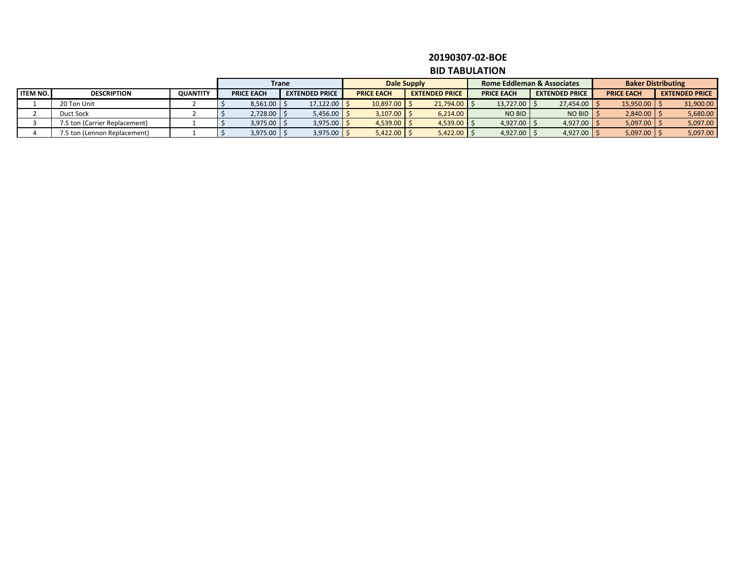## 20190307-02-BOE
## BID TABULATION

| ITEM NO. | DESCRIPTION | QUANTITY | Trane | | Dale Supply | | Rome Eddleman & Associates | | Baker Distributing | |
|---|---|---|---|---|---|---|---|---|---|---|
| | | | PRICE EACH | EXTENDED PRICE | PRICE EACH | EXTENDED PRICE | PRICE EACH | EXTENDED PRICE | PRICE EACH | EXTENDED PRICE |
| 1 | 20 Ton Unit | 2 | $ 8,561.00 | $ 17,122.00 | $ 10,897.00 | $ 21,794.00 | $ 13,727.00 | $ 27,454.00 | $ 15,950.00 | $ 31,900.00 |
| 2 | Duct Sock | 2 | $ 2,728.00 | $ 5,456.00 | $ 3,107.00 | $ 6,214.00 | NO BID | NO BID | $ 2,840.00 | $ 5,680.00 |
| 3 | 7.5 ton (Carrier Replacement) | 1 | $ 3,975.00 | $ 3,975.00 | $ 4,539.00 | $ 4,539.00 | $ 4,927.00 | $ 4,927.00 | $ 5,097.00 | $ 5,097.00 |
| 4 | 7.5 ton (Lennon Replacement) | 1 | $ 3,975.00 | $ 3,975.00 | $ 5,422.00 | $ 5,422.00 | $ 4,927.00 | $ 4,927.00 | $ 5,097.00 | $ 5,097.00 |